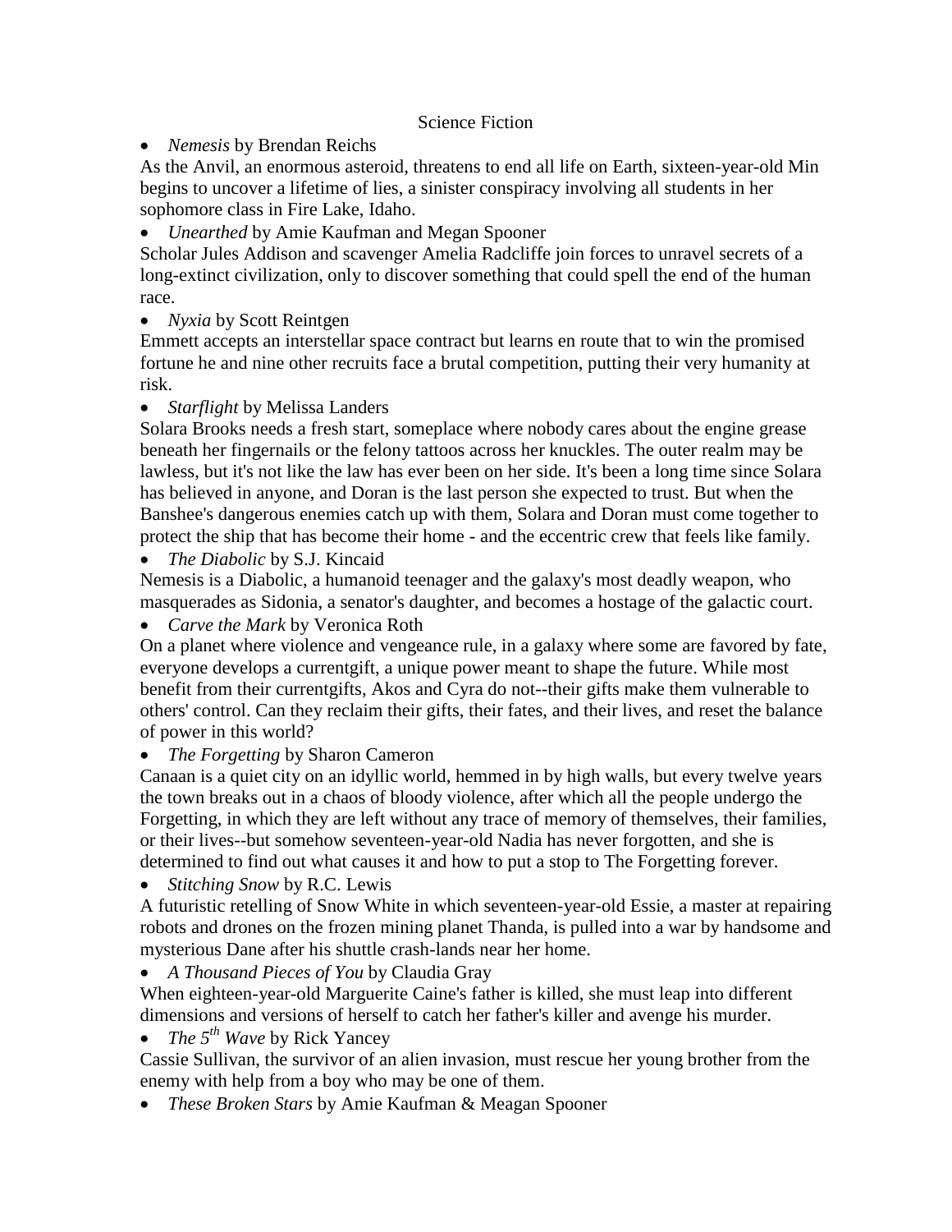# Science Fiction

- *Nemesis* by Brendan Reichs

As the Anvil, an enormous asteroid, threatens to end all life on Earth, sixteen-year-old Min begins to uncover a lifetime of lies, a sinister conspiracy involving all students in her sophomore class in Fire Lake, Idaho.

- *Unearthed* by Amie Kaufman and Megan Spooner

Scholar Jules Addison and scavenger Amelia Radcliffe join forces to unravel secrets of a long-extinct civilization, only to discover something that could spell the end of the human race.

- *Nyxia* by Scott Reintgen

Emmett accepts an interstellar space contract but learns en route that to win the promised fortune he and nine other recruits face a brutal competition, putting their very humanity at risk.

- *Starflight* by Melissa Landers

Solara Brooks needs a fresh start, someplace where nobody cares about the engine grease beneath her fingernails or the felony tattoos across her knuckles. The outer realm may be lawless, but it's not like the law has ever been on her side. It's been a long time since Solara has believed in anyone, and Doran is the last person she expected to trust. But when the Banshee's dangerous enemies catch up with them, Solara and Doran must come together to protect the ship that has become their home - and the eccentric crew that feels like family.

- *The Diabolic* by S.J. Kincaid

Nemesis is a Diabolic, a humanoid teenager and the galaxy's most deadly weapon, who masquerades as Sidonia, a senator's daughter, and becomes a hostage of the galactic court.

- *Carve the Mark* by Veronica Roth

On a planet where violence and vengeance rule, in a galaxy where some are favored by fate, everyone develops a currentgift, a unique power meant to shape the future. While most benefit from their currentgifts, Akos and Cyra do not--their gifts make them vulnerable to others' control. Can they reclaim their gifts, their fates, and their lives, and reset the balance of power in this world?

- *The Forgetting* by Sharon Cameron

Canaan is a quiet city on an idyllic world, hemmed in by high walls, but every twelve years the town breaks out in a chaos of bloody violence, after which all the people undergo the Forgetting, in which they are left without any trace of memory of themselves, their families, or their lives--but somehow seventeen-year-old Nadia has never forgotten, and she is determined to find out what causes it and how to put a stop to The Forgetting forever.

- *Stitching Snow* by R.C. Lewis

A futuristic retelling of Snow White in which seventeen-year-old Essie, a master at repairing robots and drones on the frozen mining planet Thanda, is pulled into a war by handsome and mysterious Dane after his shuttle crash-lands near her home.

- *A Thousand Pieces of You* by Claudia Gray

When eighteen-year-old Marguerite Caine's father is killed, she must leap into different dimensions and versions of herself to catch her father's killer and avenge his murder.

- *The 5th Wave* by Rick Yancey

Cassie Sullivan, the survivor of an alien invasion, must rescue her young brother from the enemy with help from a boy who may be one of them.

- *These Broken Stars* by Amie Kaufman & Meagan Spooner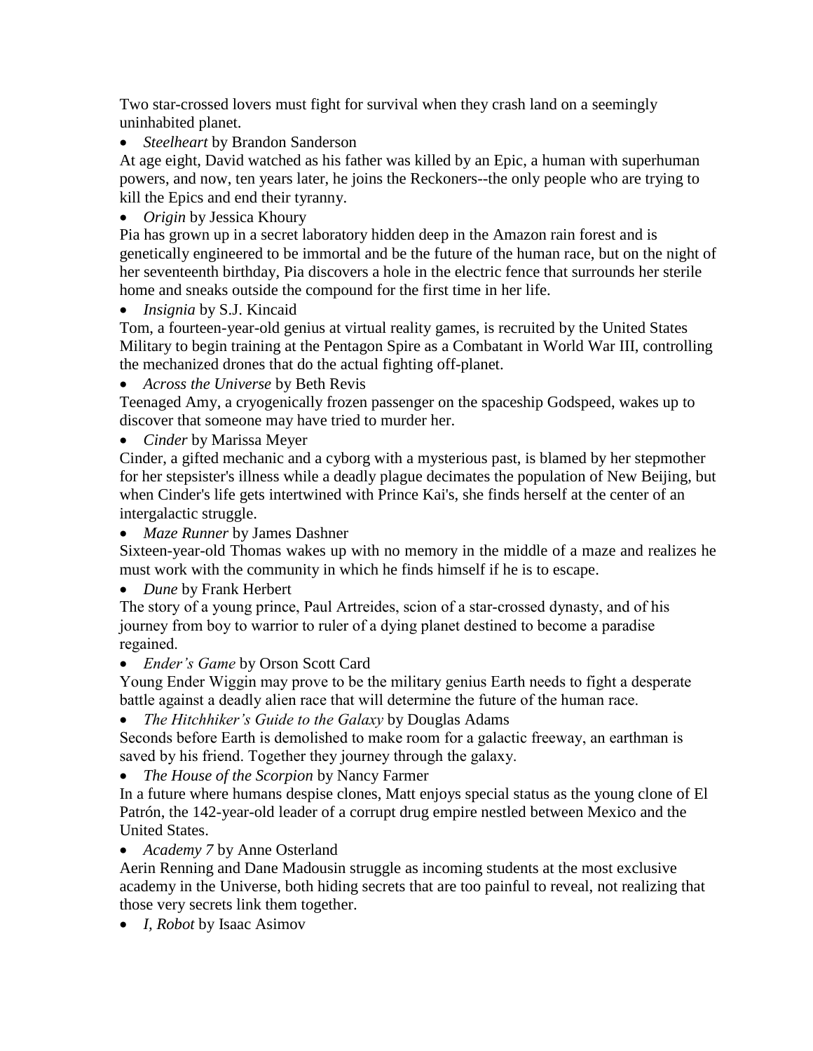Two star-crossed lovers must fight for survival when they crash land on a seemingly uninhabited planet.

- *Steelheart* by Brandon Sanderson

At age eight, David watched as his father was killed by an Epic, a human with superhuman powers, and now, ten years later, he joins the Reckoners--the only people who are trying to kill the Epics and end their tyranny.

- *Origin* by Jessica Khoury

Pia has grown up in a secret laboratory hidden deep in the Amazon rain forest and is genetically engineered to be immortal and be the future of the human race, but on the night of her seventeenth birthday, Pia discovers a hole in the electric fence that surrounds her sterile home and sneaks outside the compound for the first time in her life.

- *Insignia* by S.J. Kincaid

Tom, a fourteen-year-old genius at virtual reality games, is recruited by the United States Military to begin training at the Pentagon Spire as a Combatant in World War III, controlling the mechanized drones that do the actual fighting off-planet.

- *Across the Universe* by Beth Revis

Teenaged Amy, a cryogenically frozen passenger on the spaceship Godspeed, wakes up to discover that someone may have tried to murder her.

- *Cinder* by Marissa Meyer

Cinder, a gifted mechanic and a cyborg with a mysterious past, is blamed by her stepmother for her stepsister's illness while a deadly plague decimates the population of New Beijing, but when Cinder's life gets intertwined with Prince Kai's, she finds herself at the center of an intergalactic struggle.

- *Maze Runner* by James Dashner

Sixteen-year-old Thomas wakes up with no memory in the middle of a maze and realizes he must work with the community in which he finds himself if he is to escape.

- *Dune* by Frank Herbert

The story of a young prince, Paul Artreides, scion of a star-crossed dynasty, and of his journey from boy to warrior to ruler of a dying planet destined to become a paradise regained.

- *Ender's Game* by Orson Scott Card

Young Ender Wiggin may prove to be the military genius Earth needs to fight a desperate battle against a deadly alien race that will determine the future of the human race.

- *The Hitchhiker's Guide to the Galaxy* by Douglas Adams

Seconds before Earth is demolished to make room for a galactic freeway, an earthman is saved by his friend. Together they journey through the galaxy.

- *The House of the Scorpion* by Nancy Farmer

In a future where humans despise clones, Matt enjoys special status as the young clone of El Patrón, the 142-year-old leader of a corrupt drug empire nestled between Mexico and the United States.

- *Academy 7* by Anne Osterland

Aerin Renning and Dane Madousin struggle as incoming students at the most exclusive academy in the Universe, both hiding secrets that are too painful to reveal, not realizing that those very secrets link them together.

- *I, Robot* by Isaac Asimov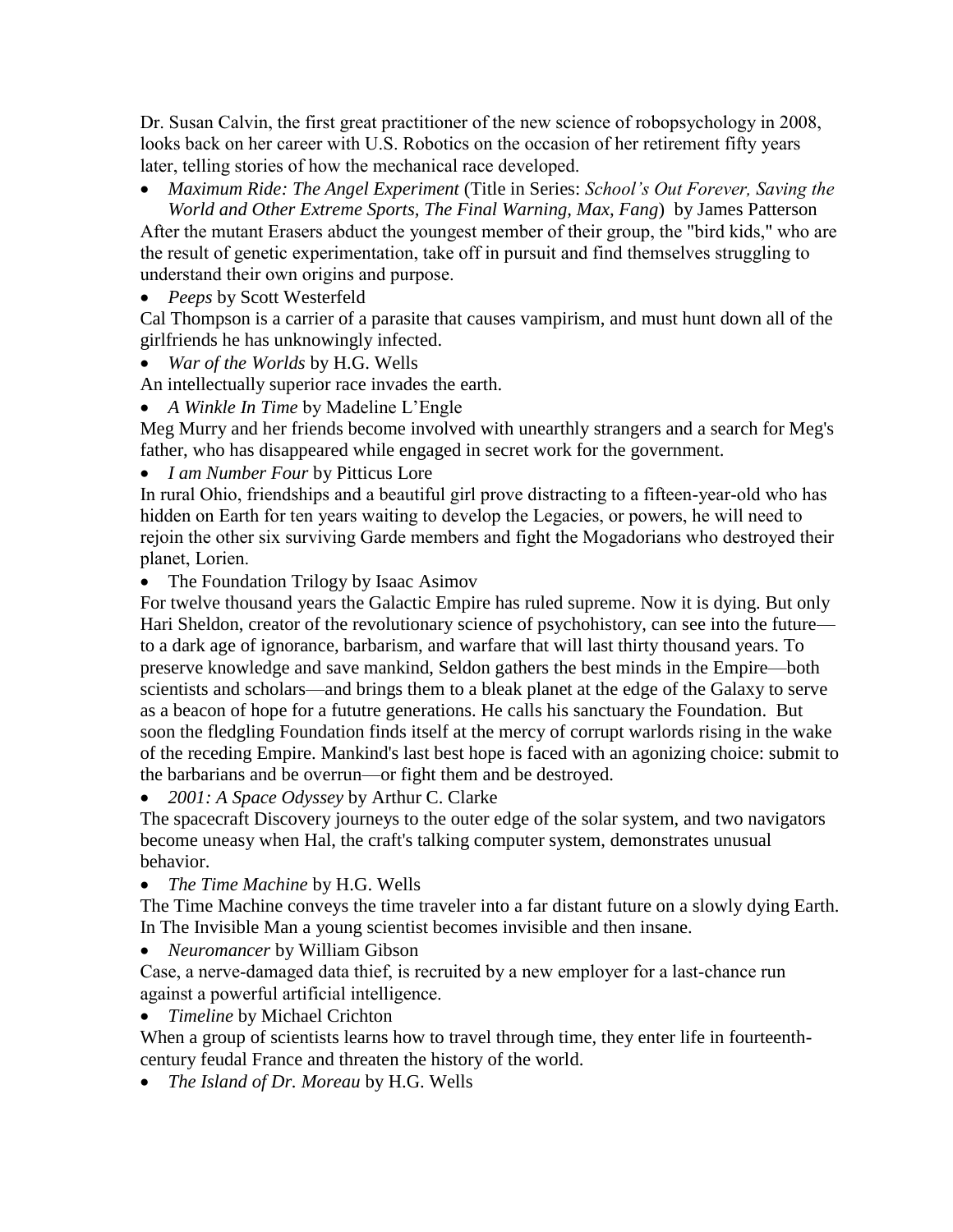Dr. Susan Calvin, the first great practitioner of the new science of robopsychology in 2008, looks back on her career with U.S. Robotics on the occasion of her retirement fifty years later, telling stories of how the mechanical race developed.

- *Maximum Ride: The Angel Experiment* (Title in Series: *School's Out Forever, Saving the World and Other Extreme Sports, The Final Warning, Max, Fang*) by James Patterson

After the mutant Erasers abduct the youngest member of their group, the "bird kids," who are the result of genetic experimentation, take off in pursuit and find themselves struggling to understand their own origins and purpose.

- *Peeps* by Scott Westerfeld

Cal Thompson is a carrier of a parasite that causes vampirism, and must hunt down all of the girlfriends he has unknowingly infected.

- *War of the Worlds* by H.G. Wells

An intellectually superior race invades the earth.

- *A Winkle In Time* by Madeline L'Engle

Meg Murry and her friends become involved with unearthly strangers and a search for Meg's father, who has disappeared while engaged in secret work for the government.

- *I am Number Four* by Pitticus Lore

In rural Ohio, friendships and a beautiful girl prove distracting to a fifteen-year-old who has hidden on Earth for ten years waiting to develop the Legacies, or powers, he will need to rejoin the other six surviving Garde members and fight the Mogadorians who destroyed their planet, Lorien.

- The Foundation Trilogy by Isaac Asimov

For twelve thousand years the Galactic Empire has ruled supreme. Now it is dying. But only Hari Sheldon, creator of the revolutionary science of psychohistory, can see into the future—to a dark age of ignorance, barbarism, and warfare that will last thirty thousand years. To preserve knowledge and save mankind, Seldon gathers the best minds in the Empire—both scientists and scholars—and brings them to a bleak planet at the edge of the Galaxy to serve as a beacon of hope for a fututre generations. He calls his sanctuary the Foundation. But soon the fledgling Foundation finds itself at the mercy of corrupt warlords rising in the wake of the receding Empire. Mankind's last best hope is faced with an agonizing choice: submit to the barbarians and be overrun—or fight them and be destroyed.

- *2001: A Space Odyssey* by Arthur C. Clarke

The spacecraft Discovery journeys to the outer edge of the solar system, and two navigators become uneasy when Hal, the craft's talking computer system, demonstrates unusual behavior.

- *The Time Machine* by H.G. Wells

The Time Machine conveys the time traveler into a far distant future on a slowly dying Earth. In The Invisible Man a young scientist becomes invisible and then insane.

- *Neuromancer* by William Gibson

Case, a nerve-damaged data thief, is recruited by a new employer for a last-chance run against a powerful artificial intelligence.

- *Timeline* by Michael Crichton

When a group of scientists learns how to travel through time, they enter life in fourteenth-century feudal France and threaten the history of the world.

- *The Island of Dr. Moreau* by H.G. Wells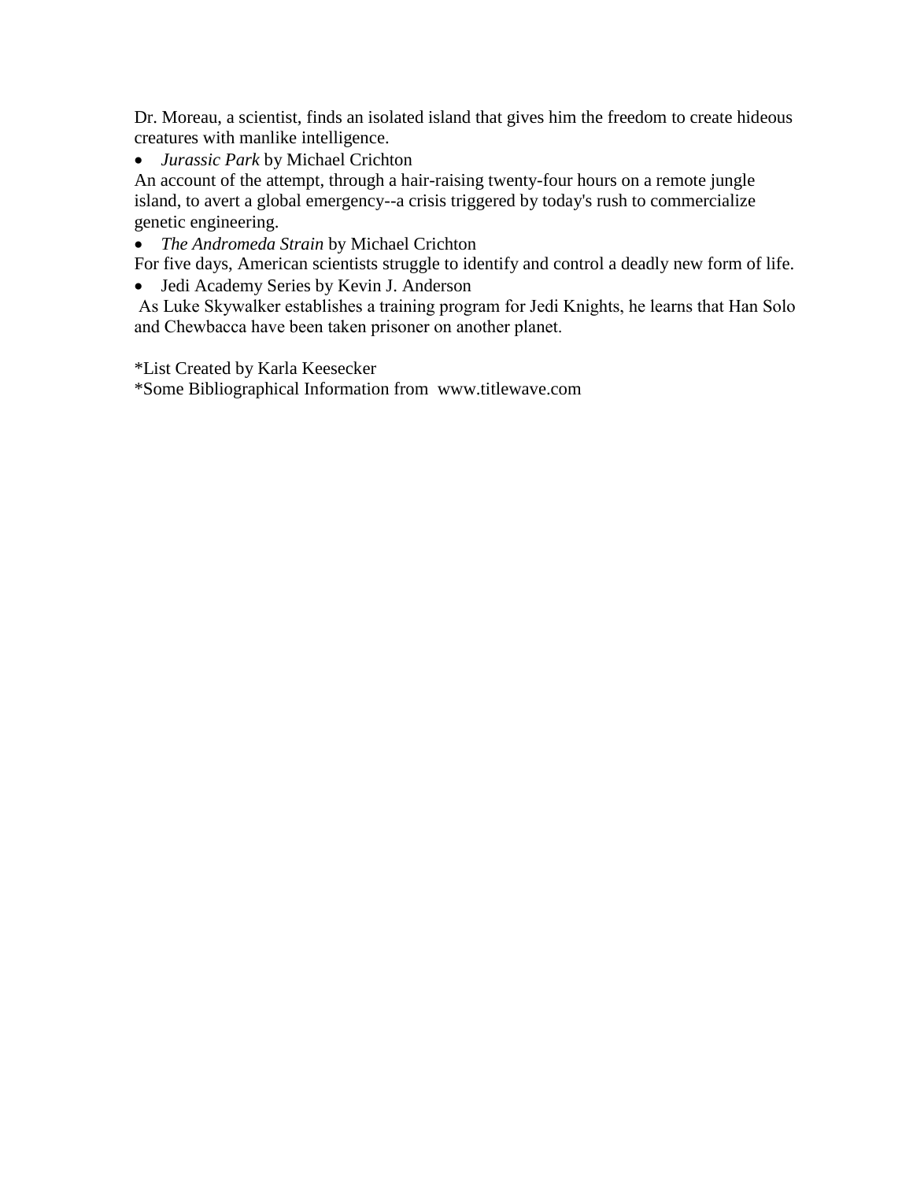Dr. Moreau, a scientist, finds an isolated island that gives him the freedom to create hideous creatures with manlike intelligence.

- *Jurassic Park* by Michael Crichton

An account of the attempt, through a hair-raising twenty-four hours on a remote jungle island, to avert a global emergency--a crisis triggered by today's rush to commercialize genetic engineering.

- *The Andromeda Strain* by Michael Crichton

For five days, American scientists struggle to identify and control a deadly new form of life.

- Jedi Academy Series by Kevin J. Anderson

As Luke Skywalker establishes a training program for Jedi Knights, he learns that Han Solo and Chewbacca have been taken prisoner on another planet.

*List Created by Karla Keesecker

*Some Bibliographical Information from www.titlewave.com